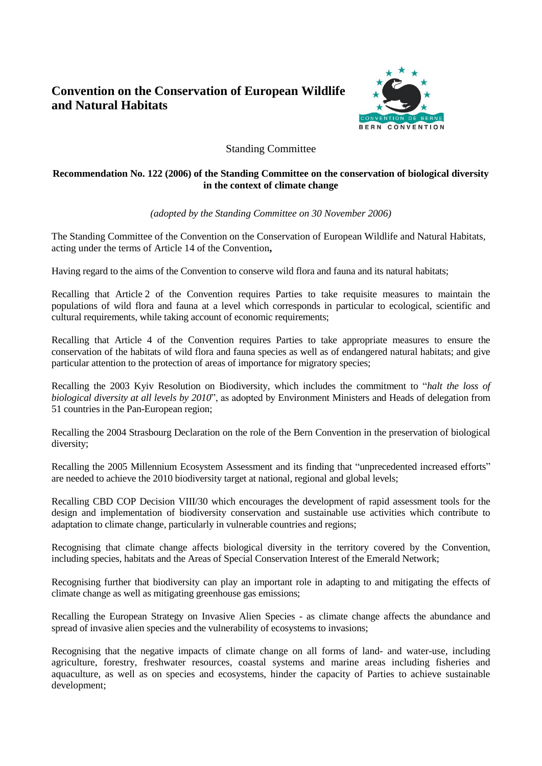# Convention on the Conservation of European Wildlife and Natural Habitats

Standing Committee

## Recommendation No. 122 (2006) of the Standing Committee on the conservation of biological diversity in the context of climate change

*(adopted by the Standing Committee on 30 November 2006)*

The Standing Committee of the Convention on the Conservation of European Wildlife and Natural Habitats, acting under the terms of Article 14 of the Convention**,**

Having regard to the aims of the Convention to conserve wild flora and fauna and its natural habitats;

Recalling that Article 2 of the Convention requires Parties to take requisite measures to maintain the populations of wild flora and fauna at a level which corresponds in particular to ecological, scientific and cultural requirements, while taking account of economic requirements;

Recalling that Article 4 of the Convention requires Parties to take appropriate measures to ensure the conservation of the habitats of wild flora and fauna species as well as of endangered natural habitats; and give particular attention to the protection of areas of importance for migratory species;

Recalling the 2003 Kyiv Resolution on Biodiversity, which includes the commitment to "*halt the loss of biological diversity at all levels by 2010*", as adopted by Environment Ministers and Heads of delegation from 51 countries in the Pan-European region;

Recalling the 2004 Strasbourg Declaration on the role of the Bern Convention in the preservation of biological diversity;

Recalling the 2005 Millennium Ecosystem Assessment and its finding that "unprecedented increased efforts" are needed to achieve the 2010 biodiversity target at national, regional and global levels;

Recalling CBD COP Decision VIII/30 which encourages the development of rapid assessment tools for the design and implementation of biodiversity conservation and sustainable use activities which contribute to adaptation to climate change, particularly in vulnerable countries and regions;

Recognising that climate change affects biological diversity in the territory covered by the Convention, including species, habitats and the Areas of Special Conservation Interest of the Emerald Network;

Recognising further that biodiversity can play an important role in adapting to and mitigating the effects of climate change as well as mitigating greenhouse gas emissions;

Recalling the European Strategy on Invasive Alien Species - as climate change affects the abundance and spread of invasive alien species and the vulnerability of ecosystems to invasions;

Recognising that the negative impacts of climate change on all forms of land- and water-use, including agriculture, forestry, freshwater resources, coastal systems and marine areas including fisheries and aquaculture, as well as on species and ecosystems, hinder the capacity of Parties to achieve sustainable development;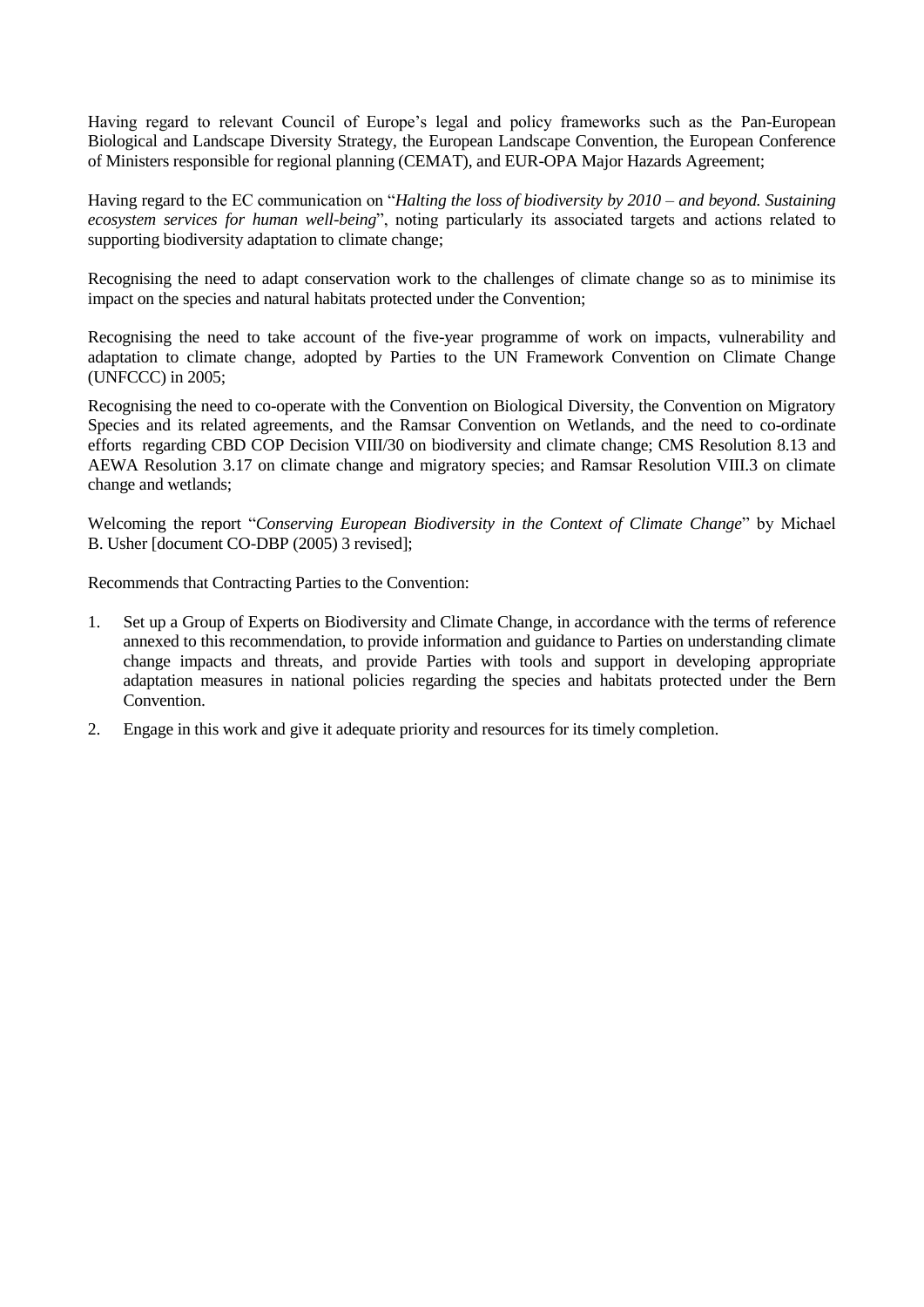Having regard to relevant Council of Europe's legal and policy frameworks such as the Pan-European Biological and Landscape Diversity Strategy, the European Landscape Convention, the European Conference of Ministers responsible for regional planning (CEMAT), and EUR-OPA Major Hazards Agreement;

Having regard to the EC communication on "*Halting the loss of biodiversity by 2010 – and beyond. Sustaining ecosystem services for human well-being*", noting particularly its associated targets and actions related to supporting biodiversity adaptation to climate change;

Recognising the need to adapt conservation work to the challenges of climate change so as to minimise its impact on the species and natural habitats protected under the Convention;

Recognising the need to take account of the five-year programme of work on impacts, vulnerability and adaptation to climate change, adopted by Parties to the UN Framework Convention on Climate Change (UNFCCC) in 2005;

Recognising the need to co-operate with the Convention on Biological Diversity, the Convention on Migratory Species and its related agreements, and the Ramsar Convention on Wetlands, and the need to co-ordinate efforts regarding CBD COP Decision VIII/30 on biodiversity and climate change; CMS Resolution 8.13 and AEWA Resolution 3.17 on climate change and migratory species; and Ramsar Resolution VIII.3 on climate change and wetlands;

Welcoming the report "*Conserving European Biodiversity in the Context of Climate Change*" by Michael B. Usher [document CO-DBP (2005) 3 revised];

Recommends that Contracting Parties to the Convention:

1. Set up a Group of Experts on Biodiversity and Climate Change, in accordance with the terms of reference annexed to this recommendation, to provide information and guidance to Parties on understanding climate change impacts and threats, and provide Parties with tools and support in developing appropriate adaptation measures in national policies regarding the species and habitats protected under the Bern Convention.
2. Engage in this work and give it adequate priority and resources for its timely completion.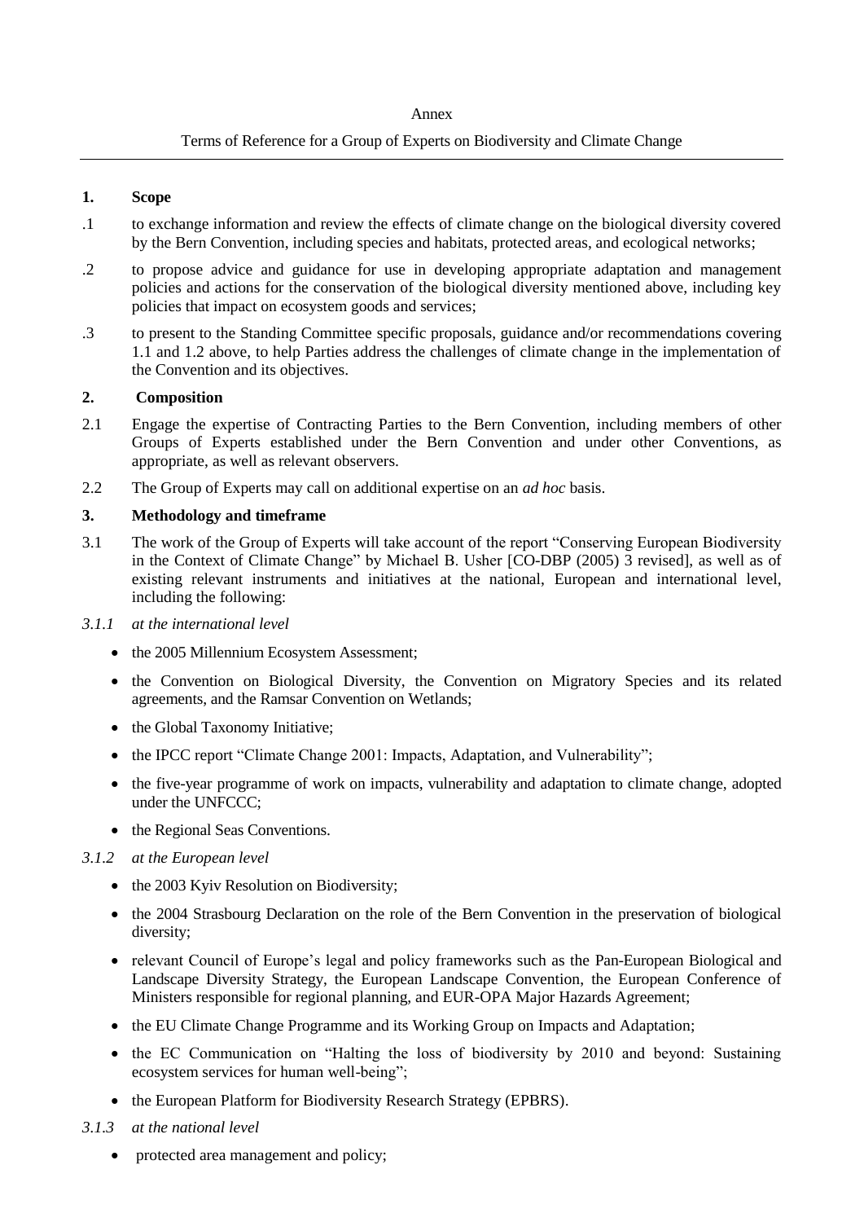Annex

Terms of Reference for a Group of Experts on Biodiversity and Climate Change

---

**1. Scope**

.1 to exchange information and review the effects of climate change on the biological diversity covered by the Bern Convention, including species and habitats, protected areas, and ecological networks;

.2 to propose advice and guidance for use in developing appropriate adaptation and management policies and actions for the conservation of the biological diversity mentioned above, including key policies that impact on ecosystem goods and services;

.3 to present to the Standing Committee specific proposals, guidance and/or recommendations covering 1.1 and 1.2 above, to help Parties address the challenges of climate change in the implementation of the Convention and its objectives.

**2. Composition**

2.1 Engage the expertise of Contracting Parties to the Bern Convention, including members of other Groups of Experts established under the Bern Convention and under other Conventions, as appropriate, as well as relevant observers.

2.2 The Group of Experts may call on additional expertise on an *ad hoc* basis.

**3. Methodology and timeframe**

3.1 The work of the Group of Experts will take account of the report "Conserving European Biodiversity in the Context of Climate Change" by Michael B. Usher [CO-DBP (2005) 3 revised], as well as of existing relevant instruments and initiatives at the national, European and international level, including the following:

*3.1.1 at the international level*

- the 2005 Millennium Ecosystem Assessment;
- the Convention on Biological Diversity, the Convention on Migratory Species and its related agreements, and the Ramsar Convention on Wetlands;
- the Global Taxonomy Initiative;
- the IPCC report "Climate Change 2001: Impacts, Adaptation, and Vulnerability";
- the five-year programme of work on impacts, vulnerability and adaptation to climate change, adopted under the UNFCCC;
- the Regional Seas Conventions.

*3.1.2 at the European level*

- the 2003 Kyiv Resolution on Biodiversity;
- the 2004 Strasbourg Declaration on the role of the Bern Convention in the preservation of biological diversity;
- relevant Council of Europe's legal and policy frameworks such as the Pan-European Biological and Landscape Diversity Strategy, the European Landscape Convention, the European Conference of Ministers responsible for regional planning, and EUR-OPA Major Hazards Agreement;
- the EU Climate Change Programme and its Working Group on Impacts and Adaptation;
- the EC Communication on "Halting the loss of biodiversity by 2010 and beyond: Sustaining ecosystem services for human well-being";
- the European Platform for Biodiversity Research Strategy (EPBRS).

*3.1.3 at the national level*

- protected area management and policy;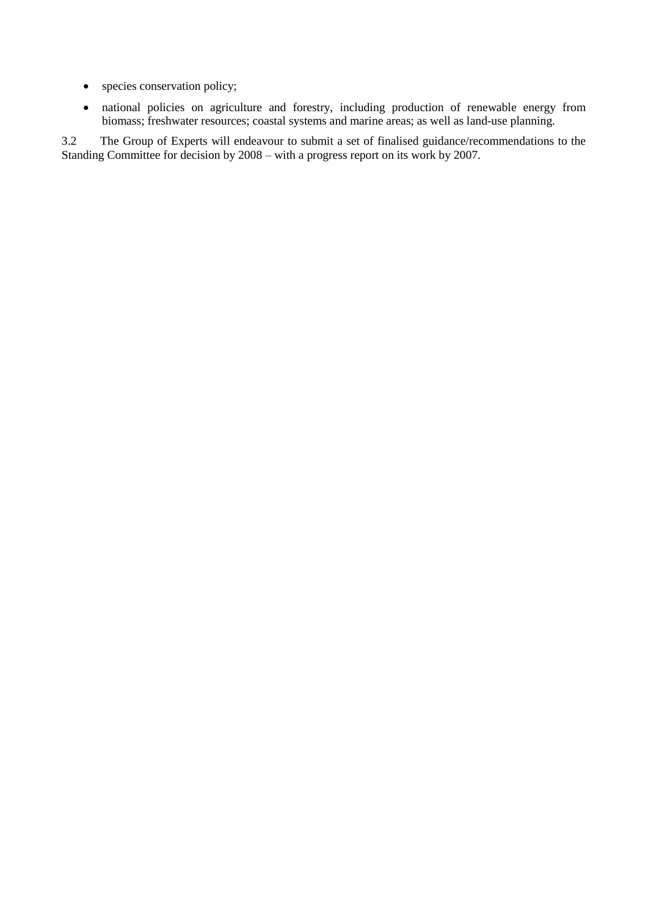- species conservation policy;
- national policies on agriculture and forestry, including production of renewable energy from biomass; freshwater resources; coastal systems and marine areas; as well as land-use planning.

3.2 The Group of Experts will endeavour to submit a set of finalised guidance/recommendations to the Standing Committee for decision by 2008 – with a progress report on its work by 2007.